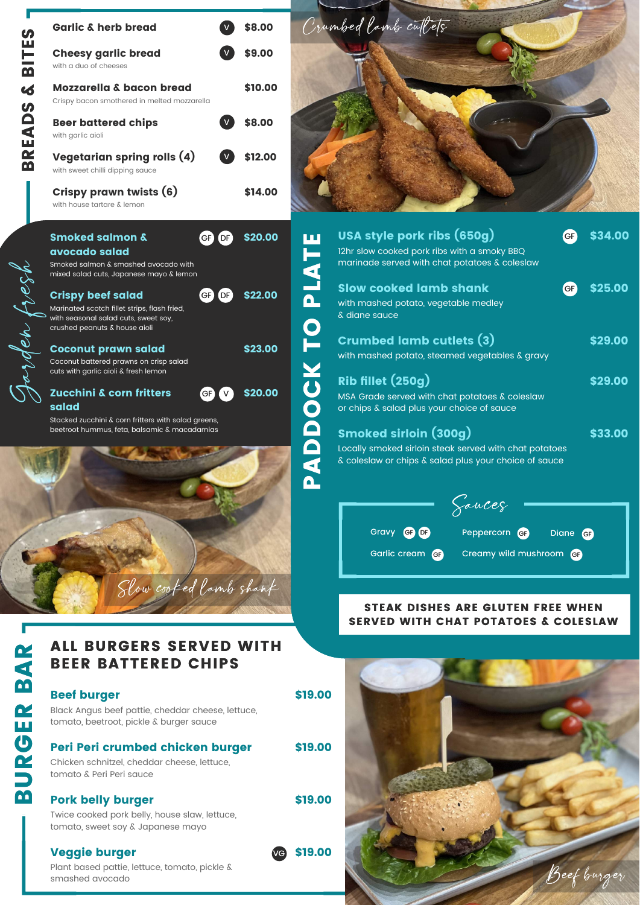## BREADS & BITES

**Garlic & herb bread** (V) — $8.00

**Cheesy garlic bread** (V) — $9.00
with a duo of cheeses

**Mozzarella & bacon bread** — $10.00
Crispy bacon smothered in melted mozzarella

**Beer battered chips** (V) — $8.00
with garlic aioli

**Vegetarian spring rolls (4)** (V) — $12.00
with sweet chilli dipping sauce

**Crispy prawn twists (6)** — $14.00
with house tartare & lemon

## Garden fresh

**Smoked salmon & avocado salad** (GF) (DF) — $20.00
Smoked salmon & smashed avocado with mixed salad cuts, Japanese mayo & lemon

**Crispy beef salad** (GF) (DF) — $22.00
Marinated scotch fillet strips, flash fried, with seasonal salad cuts, sweet soy, crushed peanuts & house aioli

**Coconut prawn salad** — $23.00
Coconut battered prawns on crisp salad cuts with garlic aioli & fresh lemon

**Zucchini & corn fritters salad** (GF) (V) — $20.00
Stacked zucchini & corn fritters with salad greens, beetroot hummus, feta, balsamic & macadamias

*Crumbed lamb cutlets*

*Slow cooked lamb shank*

## PADDOCK TO PLATE

**USA style pork ribs (650g)** (GF) — $34.00
12hr slow cooked pork ribs with a smoky BBQ marinade served with chat potatoes & coleslaw

**Slow cooked lamb shank** (GF) — $25.00
with mashed potato, vegetable medley & diane sauce

**Crumbed lamb cutlets (3)** — $29.00
with mashed potato, steamed vegetables & gravy

**Rib fillet (250g)** — $29.00
MSA Grade served with chat potatoes & coleslaw or chips & salad plus your choice of sauce

**Smoked sirloin (300g)** — $33.00
Locally smoked sirloin steak served with chat potatoes & coleslaw or chips & salad plus your choice of sauce

### Sauces

- Gravy (GF) (DF)
- Peppercorn (GF)
- Diane (GF)
- Garlic cream (GF)
- Creamy wild mushroom (GF)

**STEAK DISHES ARE GLUTEN FREE WHEN SERVED WITH CHAT POTATOES & COLESLAW**

## BURGER BAR

### ALL BURGERS SERVED WITH BEER BATTERED CHIPS

**Beef burger** — $19.00
Black Angus beef pattie, cheddar cheese, lettuce, tomato, beetroot, pickle & burger sauce

**Peri Peri crumbed chicken burger** — $19.00
Chicken schnitzel, cheddar cheese, lettuce, tomato & Peri Peri sauce

**Pork belly burger** — $19.00
Twice cooked pork belly, house slaw, lettuce, tomato, sweet soy & Japanese mayo

**Veggie burger** (VG) — $19.00
Plant based pattie, lettuce, tomato, pickle & smashed avocado

*Beef burger*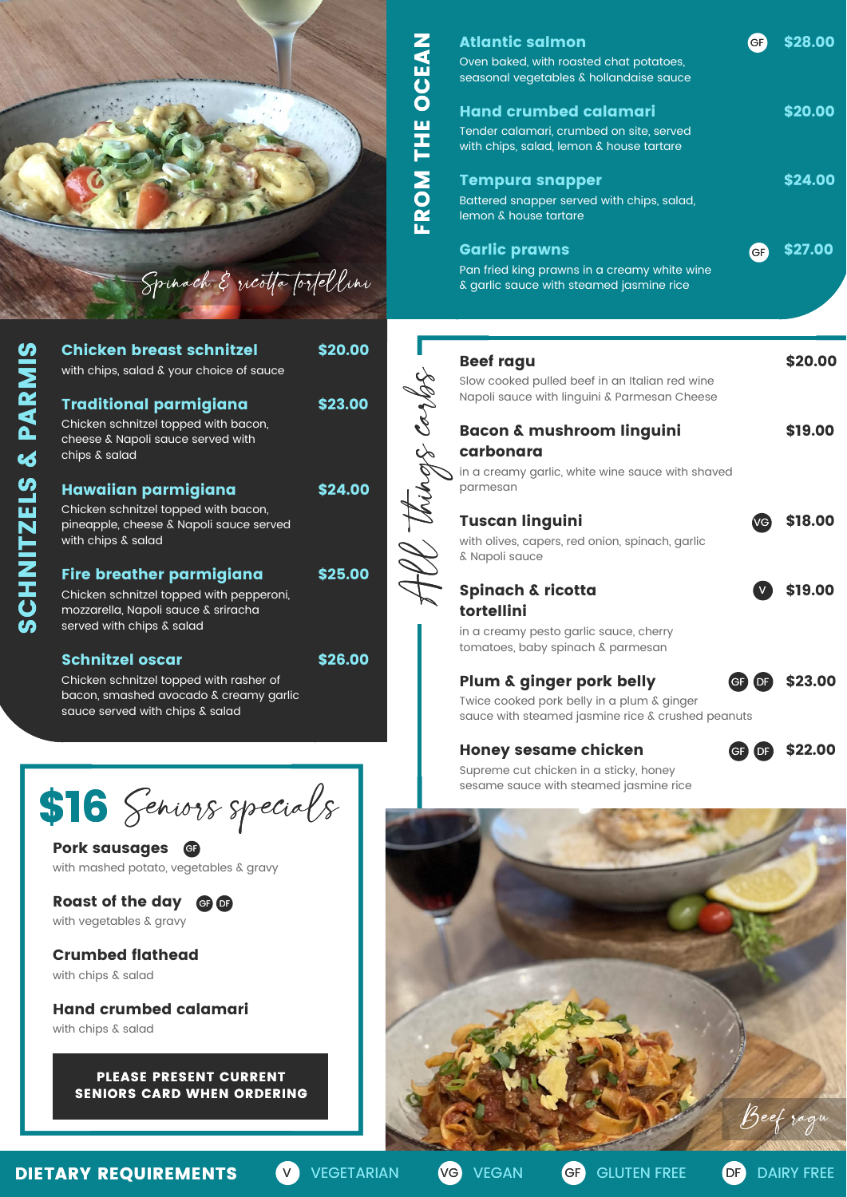## FROM THE OCEAN

**Atlantic salmon** (GF) — $28.00
Oven baked, with roasted chat potatoes, seasonal vegetables & hollandaise sauce

**Hand crumbed calamari** — $20.00
Tender calamari, crumbed on site, served with chips, salad, lemon & house tartare

**Tempura snapper** — $24.00
Battered snapper served with chips, salad, lemon & house tartare

**Garlic prawns** (GF) — $27.00
Pan fried king prawns in a creamy white wine & garlic sauce with steamed jasmine rice

Spinach & ricotta tortellini

## SCHNITZELS & PARMIS

**Chicken breast schnitzel** — $20.00
with chips, salad & your choice of sauce

**Traditional parmigiana** — $23.00
Chicken schnitzel topped with bacon, cheese & Napoli sauce served with chips & salad

**Hawaiian parmigiana** — $24.00
Chicken schnitzel topped with bacon, pineapple, cheese & Napoli sauce served with chips & salad

**Fire breather parmigiana** — $25.00
Chicken schnitzel topped with pepperoni, mozzarella, Napoli sauce & sriracha served with chips & salad

**Schnitzel oscar** — $26.00
Chicken schnitzel topped with rasher of bacon, smashed avocado & creamy garlic sauce served with chips & salad

## All things carbs

**Beef ragu** — $20.00
Slow cooked pulled beef in an Italian red wine Napoli sauce with linguini & Parmesan Cheese

**Bacon & mushroom linguini carbonara** — $19.00
in a creamy garlic, white wine sauce with shaved parmesan

**Tuscan linguini** (VG) — $18.00
with olives, capers, red onion, spinach, garlic & Napoli sauce

**Spinach & ricotta tortellini** (V) — $19.00
in a creamy pesto garlic sauce, cherry tomatoes, baby spinach & parmesan

**Plum & ginger pork belly** (GF) (DF) — $23.00
Twice cooked pork belly in a plum & ginger sauce with steamed jasmine rice & crushed peanuts

**Honey sesame chicken** (GF) (DF) — $22.00
Supreme cut chicken in a sticky, honey sesame sauce with steamed jasmine rice

## $16 Seniors specials

**Pork sausages** (GF)
with mashed potato, vegetables & gravy

**Roast of the day** (GF) (DF)
with vegetables & gravy

**Crumbed flathead**
with chips & salad

**Hand crumbed calamari**
with chips & salad

**PLEASE PRESENT CURRENT SENIORS CARD WHEN ORDERING**

Beef ragu

**DIETARY REQUIREMENTS** — (V) VEGETARIAN — (VG) VEGAN — (GF) GLUTEN FREE — (DF) DAIRY FREE